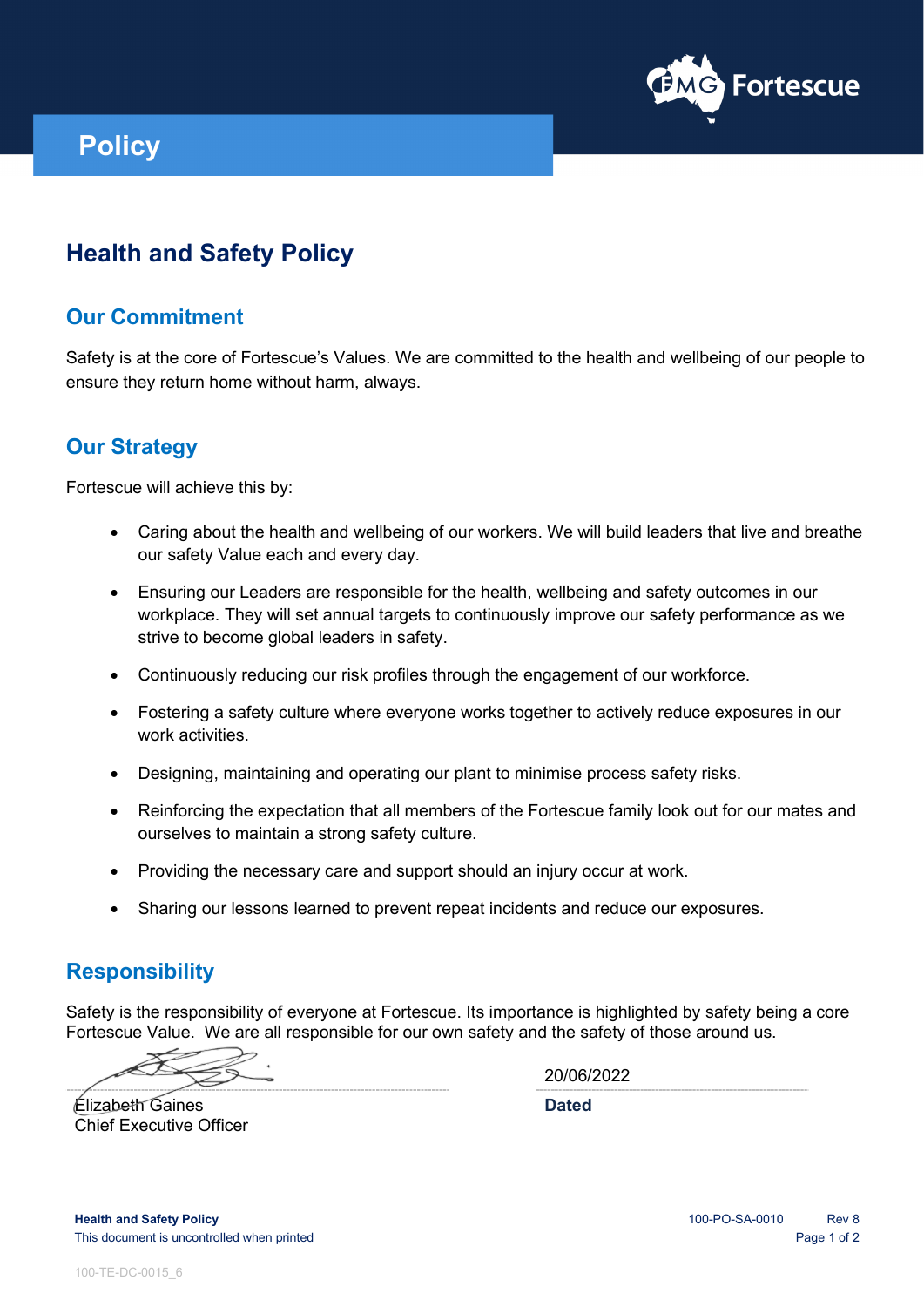# Policy

## Health and Safety Policy

### Our Commitment

Safety is at the core of Fortescue's Values. We are committed to the health and wellbeing of our people to ensure they return home without harm, always.

### Our Strategy

Fortescue will achieve this by:

- Caring about the health and wellbeing of our workers. We will build leaders that live and breathe our safety Value each and every day.
- Ensuring our Leaders are responsible for the health, wellbeing and safety outcomes in our workplace. They will set annual targets to continuously improve our safety performance as we strive to become global leaders in safety.
- Continuously reducing our risk profiles through the engagement of our workforce.
- Fostering a safety culture where everyone works together to actively reduce exposures in our work activities.
- Designing, maintaining and operating our plant to minimise process safety risks.
- Reinforcing the expectation that all members of the Fortescue family look out for our mates and ourselves to maintain a strong safety culture.
- Providing the necessary care and support should an injury occur at work.
- Sharing our lessons learned to prevent repeat incidents and reduce our exposures.

### Responsibility

Safety is the responsibility of everyone at Fortescue. Its importance is highlighted by safety being a core Fortescue Value. We are all responsible for our own safety and the safety of those around us.

Elizabeth Gaines
Chief Executive Officer

20/06/2022
**Dated**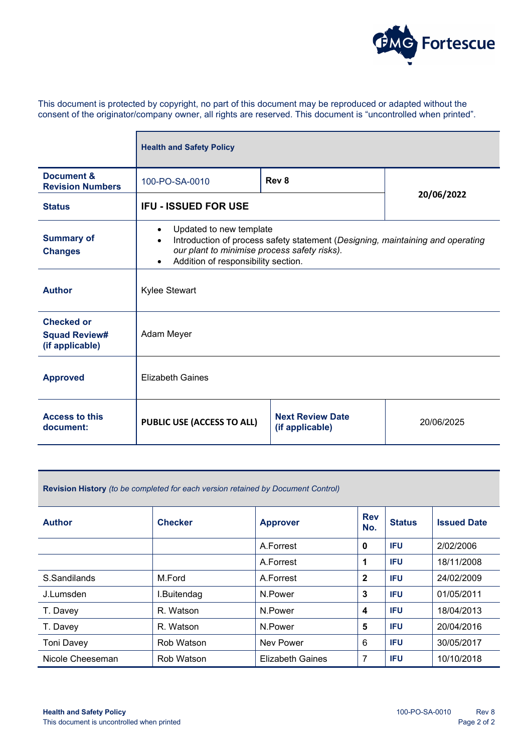This document is protected by copyright, no part of this document may be reproduced or adapted without the consent of the originator/company owner, all rights are reserved. This document is "uncontrolled when printed".

| | | | |
|---|---|---|---|
| | **Health and Safety Policy** | | |
| **Document & Revision Numbers** | 100-PO-SA-0010 | **Rev 8** | **20/06/2022** |
| **Status** | **IFU - ISSUED FOR USE** | | |
| **Summary of Changes** | • Updated to new template<br>• Introduction of process safety statement (*Designing, maintaining and operating our plant to minimise process safety risks).*<br>• Addition of responsibility section. | | |
| **Author** | Kylee Stewart | | |
| **Checked or Squad Review# (if applicable)** | Adam Meyer | | |
| **Approved** | Elizabeth Gaines | | |
| **Access to this document:** | **PUBLIC USE (ACCESS TO ALL)** | **Next Review Date (if applicable)** | 20/06/2025 |

**Revision History** *(to be completed for each version retained by Document Control)*

| Author | Checker | Approver | Rev No. | Status | Issued Date |
|---|---|---|---|---|---|
| | | A.Forrest | **0** | **IFU** | 2/02/2006 |
| | | A.Forrest | **1** | **IFU** | 18/11/2008 |
| S.Sandilands | M.Ford | A.Forrest | **2** | **IFU** | 24/02/2009 |
| J.Lumsden | I.Buitendag | N.Power | **3** | **IFU** | 01/05/2011 |
| T. Davey | R. Watson | N.Power | **4** | **IFU** | 18/04/2013 |
| T. Davey | R. Watson | N.Power | **5** | **IFU** | 20/04/2016 |
| Toni Davey | Rob Watson | Nev Power | 6 | **IFU** | 30/05/2017 |
| Nicole Cheeseman | Rob Watson | Elizabeth Gaines | 7 | **IFU** | 10/10/2018 |